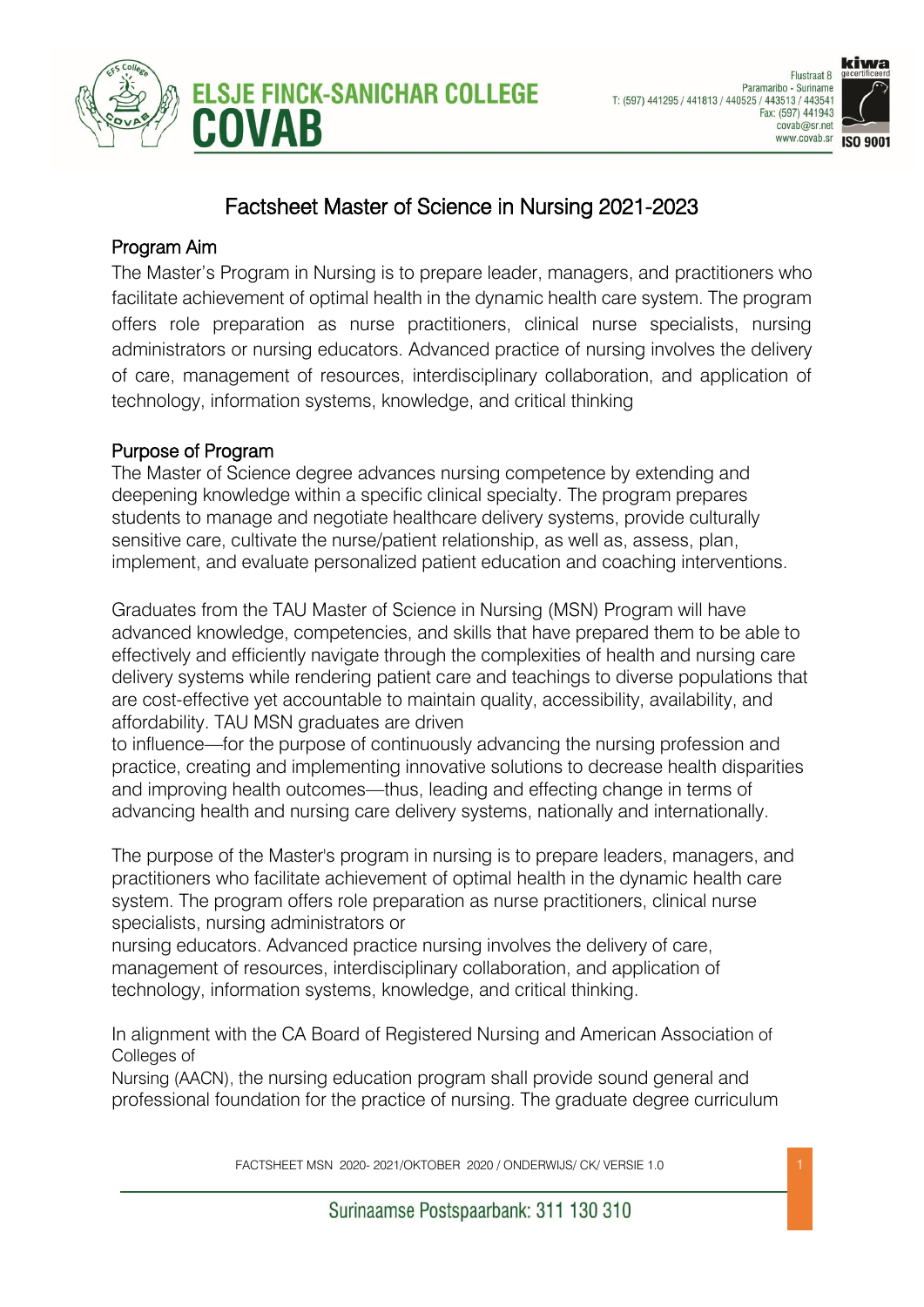# Factsheet Master of Science in Nursing 2021-2023

## Program Aim

The Master's Program in Nursing is to prepare leader, managers, and practitioners who facilitate achievement of optimal health in the dynamic health care system. The program offers role preparation as nurse practitioners, clinical nurse specialists, nursing administrators or nursing educators. Advanced practice of nursing involves the delivery of care, management of resources, interdisciplinary collaboration, and application of technology, information systems, knowledge, and critical thinking

## Purpose of Program

The Master of Science degree advances nursing competence by extending and deepening knowledge within a specific clinical specialty. The program prepares students to manage and negotiate healthcare delivery systems, provide culturally sensitive care, cultivate the nurse/patient relationship, as well as, assess, plan, implement, and evaluate personalized patient education and coaching interventions.

Graduates from the TAU Master of Science in Nursing (MSN) Program will have advanced knowledge, competencies, and skills that have prepared them to be able to effectively and efficiently navigate through the complexities of health and nursing care delivery systems while rendering patient care and teachings to diverse populations that are cost-effective yet accountable to maintain quality, accessibility, availability, and affordability. TAU MSN graduates are driven to influence—for the purpose of continuously advancing the nursing profession and practice, creating and implementing innovative solutions to decrease health disparities and improving health outcomes—thus, leading and effecting change in terms of advancing health and nursing care delivery systems, nationally and internationally.

The purpose of the Master's program in nursing is to prepare leaders, managers, and practitioners who facilitate achievement of optimal health in the dynamic health care system. The program offers role preparation as nurse practitioners, clinical nurse specialists, nursing administrators or nursing educators. Advanced practice nursing involves the delivery of care, management of resources, interdisciplinary collaboration, and application of technology, information systems, knowledge, and critical thinking.

In alignment with the CA Board of Registered Nursing and American Association of Colleges of Nursing (AACN), the nursing education program shall provide sound general and professional foundation for the practice of nursing. The graduate degree curriculum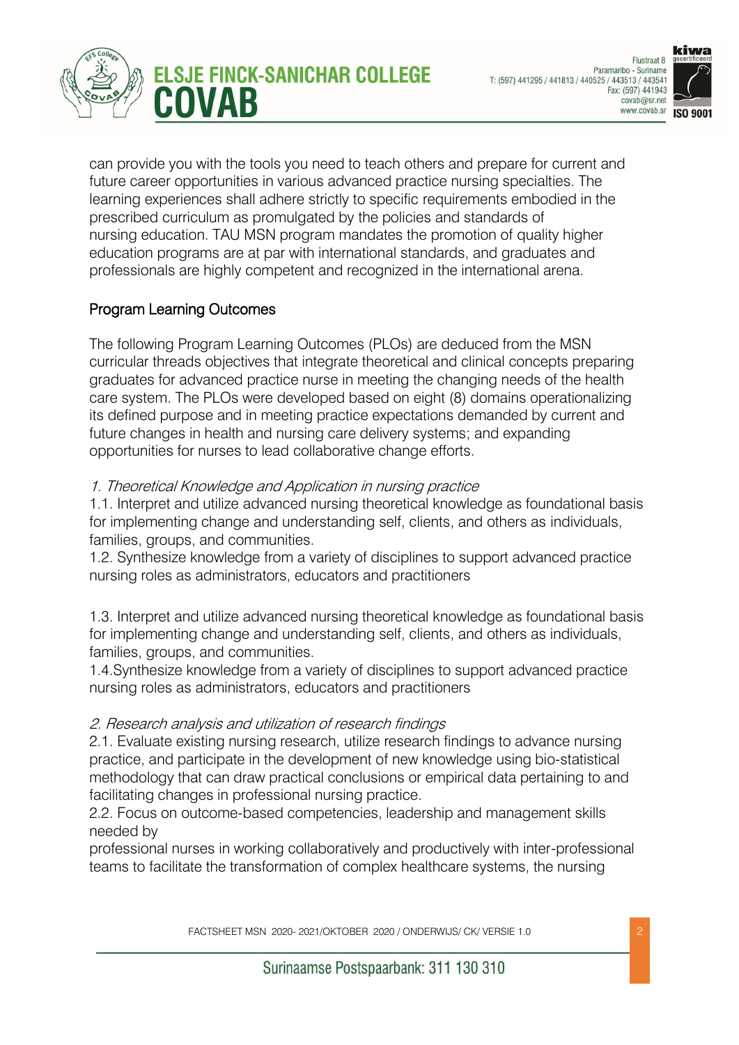can provide you with the tools you need to teach others and prepare for current and future career opportunities in various advanced practice nursing specialties. The learning experiences shall adhere strictly to specific requirements embodied in the prescribed curriculum as promulgated by the policies and standards of nursing education. TAU MSN program mandates the promotion of quality higher education programs are at par with international standards, and graduates and professionals are highly competent and recognized in the international arena.

## Program Learning Outcomes

The following Program Learning Outcomes (PLOs) are deduced from the MSN curricular threads objectives that integrate theoretical and clinical concepts preparing graduates for advanced practice nurse in meeting the changing needs of the health care system. The PLOs were developed based on eight (8) domains operationalizing its defined purpose and in meeting practice expectations demanded by current and future changes in health and nursing care delivery systems; and expanding opportunities for nurses to lead collaborative change efforts.

*1. Theoretical Knowledge and Application in nursing practice*

1.1. Interpret and utilize advanced nursing theoretical knowledge as foundational basis for implementing change and understanding self, clients, and others as individuals, families, groups, and communities.
1.2. Synthesize knowledge from a variety of disciplines to support advanced practice nursing roles as administrators, educators and practitioners

1.3. Interpret and utilize advanced nursing theoretical knowledge as foundational basis for implementing change and understanding self, clients, and others as individuals, families, groups, and communities.
1.4.Synthesize knowledge from a variety of disciplines to support advanced practice nursing roles as administrators, educators and practitioners

*2. Research analysis and utilization of research findings*

2.1. Evaluate existing nursing research, utilize research findings to advance nursing practice, and participate in the development of new knowledge using bio-statistical methodology that can draw practical conclusions or empirical data pertaining to and facilitating changes in professional nursing practice.
2.2. Focus on outcome-based competencies, leadership and management skills needed by
professional nurses in working collaboratively and productively with inter-professional teams to facilitate the transformation of complex healthcare systems, the nursing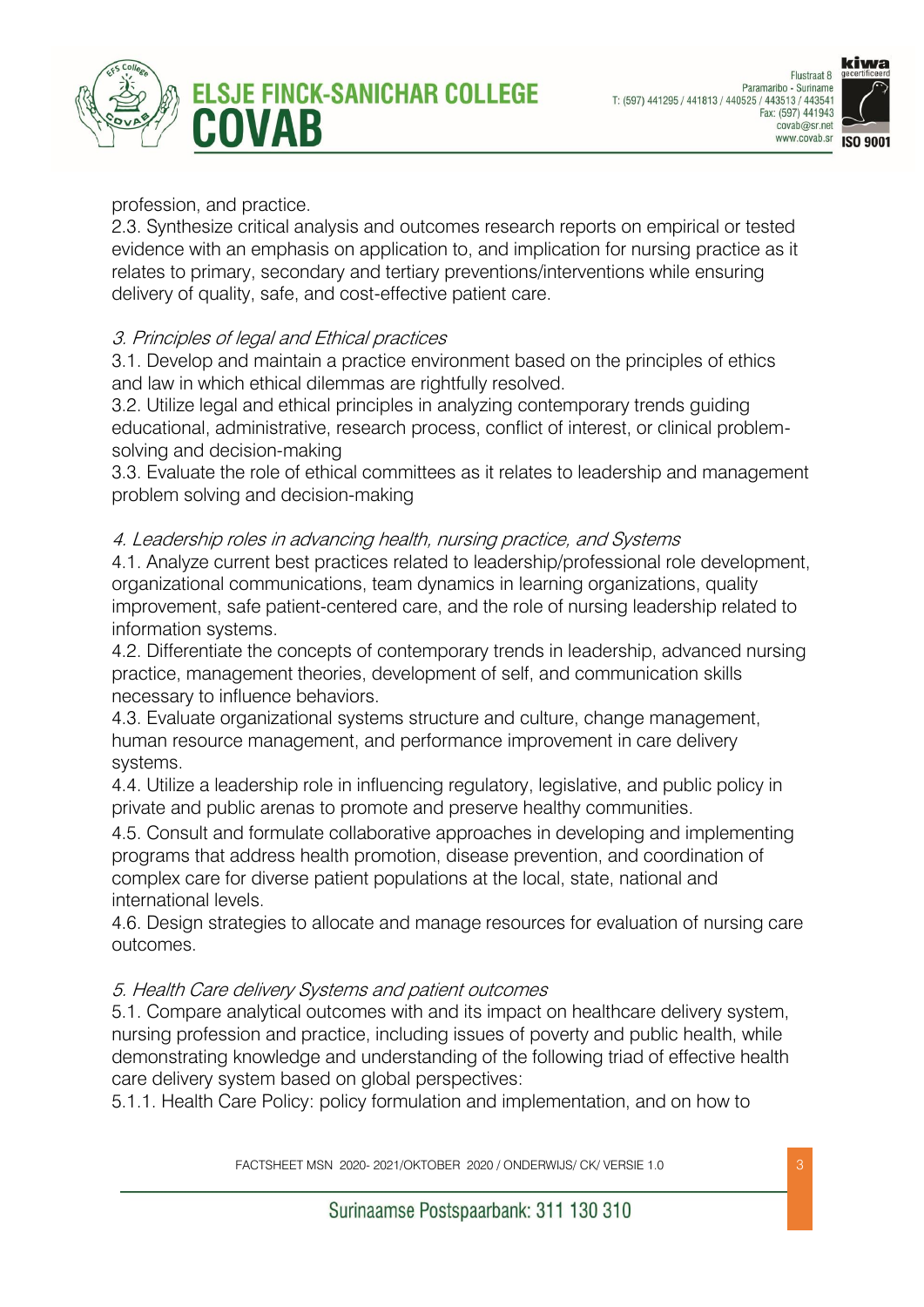profession, and practice.

2.3. Synthesize critical analysis and outcomes research reports on empirical or tested evidence with an emphasis on application to, and implication for nursing practice as it relates to primary, secondary and tertiary preventions/interventions while ensuring delivery of quality, safe, and cost-effective patient care.

*3. Principles of legal and Ethical practices*

3.1. Develop and maintain a practice environment based on the principles of ethics and law in which ethical dilemmas are rightfully resolved.

3.2. Utilize legal and ethical principles in analyzing contemporary trends guiding educational, administrative, research process, conflict of interest, or clinical problem-solving and decision-making

3.3. Evaluate the role of ethical committees as it relates to leadership and management problem solving and decision-making

*4. Leadership roles in advancing health, nursing practice, and Systems*

4.1. Analyze current best practices related to leadership/professional role development, organizational communications, team dynamics in learning organizations, quality improvement, safe patient-centered care, and the role of nursing leadership related to information systems.

4.2. Differentiate the concepts of contemporary trends in leadership, advanced nursing practice, management theories, development of self, and communication skills necessary to influence behaviors.

4.3. Evaluate organizational systems structure and culture, change management, human resource management, and performance improvement in care delivery systems.

4.4. Utilize a leadership role in influencing regulatory, legislative, and public policy in private and public arenas to promote and preserve healthy communities.

4.5. Consult and formulate collaborative approaches in developing and implementing programs that address health promotion, disease prevention, and coordination of complex care for diverse patient populations at the local, state, national and international levels.

4.6. Design strategies to allocate and manage resources for evaluation of nursing care outcomes.

*5. Health Care delivery Systems and patient outcomes*

5.1. Compare analytical outcomes with and its impact on healthcare delivery system, nursing profession and practice, including issues of poverty and public health, while demonstrating knowledge and understanding of the following triad of effective health care delivery system based on global perspectives:

5.1.1. Health Care Policy: policy formulation and implementation, and on how to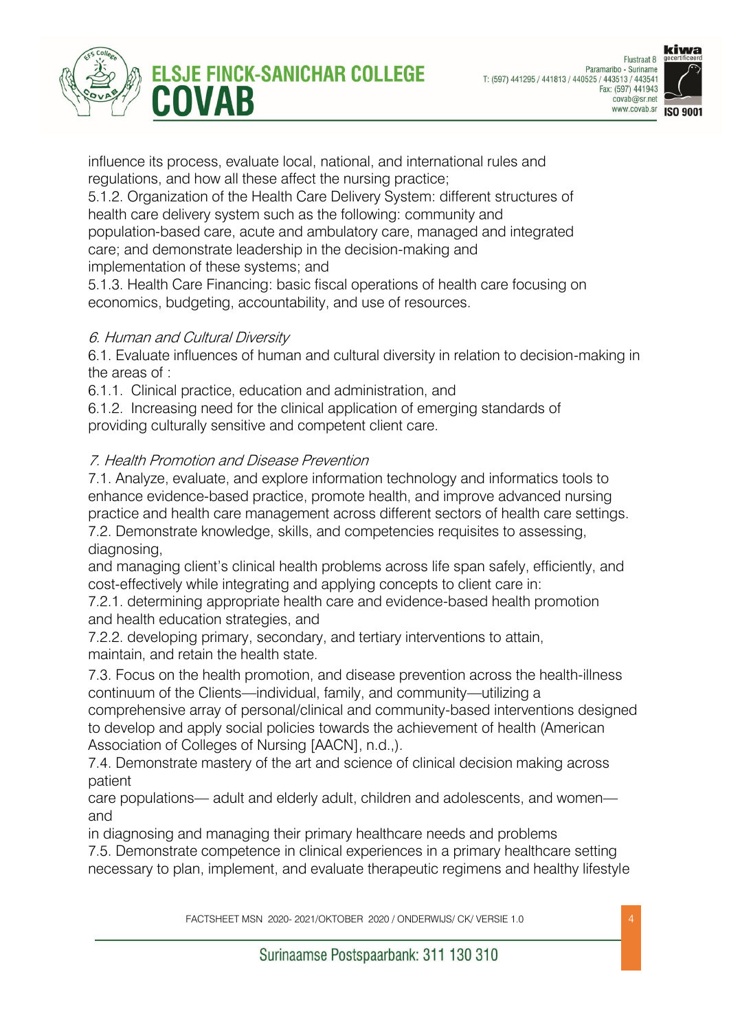influence its process, evaluate local, national, and international rules and regulations, and how all these affect the nursing practice;

5.1.2. Organization of the Health Care Delivery System: different structures of health care delivery system such as the following: community and population-based care, acute and ambulatory care, managed and integrated care; and demonstrate leadership in the decision-making and implementation of these systems; and

5.1.3. Health Care Financing: basic fiscal operations of health care focusing on economics, budgeting, accountability, and use of resources.

*6. Human and Cultural Diversity*

6.1. Evaluate influences of human and cultural diversity in relation to decision-making in the areas of :

6.1.1. Clinical practice, education and administration, and

6.1.2. Increasing need for the clinical application of emerging standards of providing culturally sensitive and competent client care.

*7. Health Promotion and Disease Prevention*

7.1. Analyze, evaluate, and explore information technology and informatics tools to enhance evidence-based practice, promote health, and improve advanced nursing practice and health care management across different sectors of health care settings.

7.2. Demonstrate knowledge, skills, and competencies requisites to assessing, diagnosing,
and managing client's clinical health problems across life span safely, efficiently, and cost-effectively while integrating and applying concepts to client care in:

7.2.1. determining appropriate health care and evidence-based health promotion and health education strategies, and

7.2.2. developing primary, secondary, and tertiary interventions to attain, maintain, and retain the health state.

7.3. Focus on the health promotion, and disease prevention across the health-illness continuum of the Clients—individual, family, and community—utilizing a comprehensive array of personal/clinical and community-based interventions designed to develop and apply social policies towards the achievement of health (American Association of Colleges of Nursing [AACN], n.d.,).

7.4. Demonstrate mastery of the art and science of clinical decision making across patient
care populations— adult and elderly adult, children and adolescents, and women— and
in diagnosing and managing their primary healthcare needs and problems

7.5. Demonstrate competence in clinical experiences in a primary healthcare setting necessary to plan, implement, and evaluate therapeutic regimens and healthy lifestyle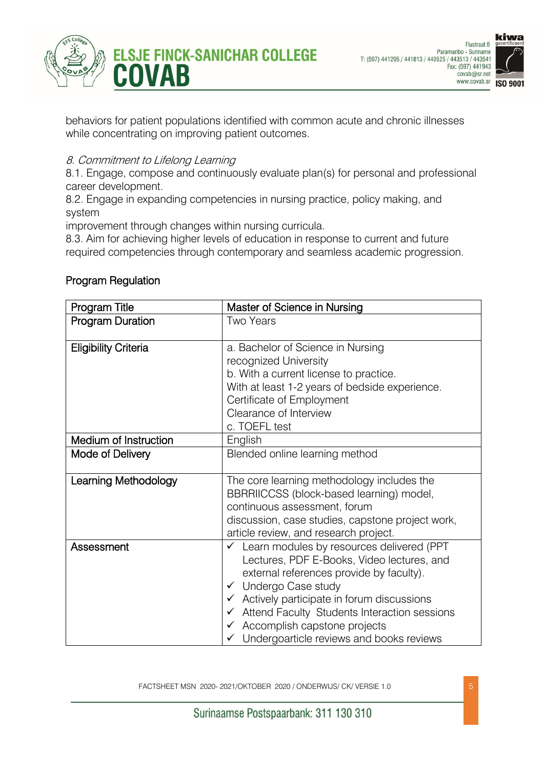behaviors for patient populations identified with common acute and chronic illnesses while concentrating on improving patient outcomes.

*8. Commitment to Lifelong Learning*

8.1. Engage, compose and continuously evaluate plan(s) for personal and professional career development.

8.2. Engage in expanding competencies in nursing practice, policy making, and system improvement through changes within nursing curricula.

8.3. Aim for achieving higher levels of education in response to current and future required competencies through contemporary and seamless academic progression.

## Program Regulation

| Program Title | Master of Science in Nursing |
|---|---|
| Program Duration | Two Years |
| Eligibility Criteria | a. Bachelor of Science in Nursing recognized University<br>b. With a current license to practice.<br>With at least 1-2 years of bedside experience.<br>Certificate of Employment<br>Clearance of Interview<br>c. TOEFL test |
| Medium of Instruction | English |
| Mode of Delivery | Blended online learning method |
| Learning Methodology | The core learning methodology includes the BBRRIICCSS (block-based learning) model, continuous assessment, forum discussion, case studies, capstone project work, article review, and research project. |
| Assessment | ✓ Learn modules by resources delivered (PPT Lectures, PDF E-Books, Video lectures, and external references provide by faculty).<br>✓ Undergo Case study<br>✓ Actively participate in forum discussions<br>✓ Attend Faculty Students Interaction sessions<br>✓ Accomplish capstone projects<br>✓ Undergoarticle reviews and books reviews |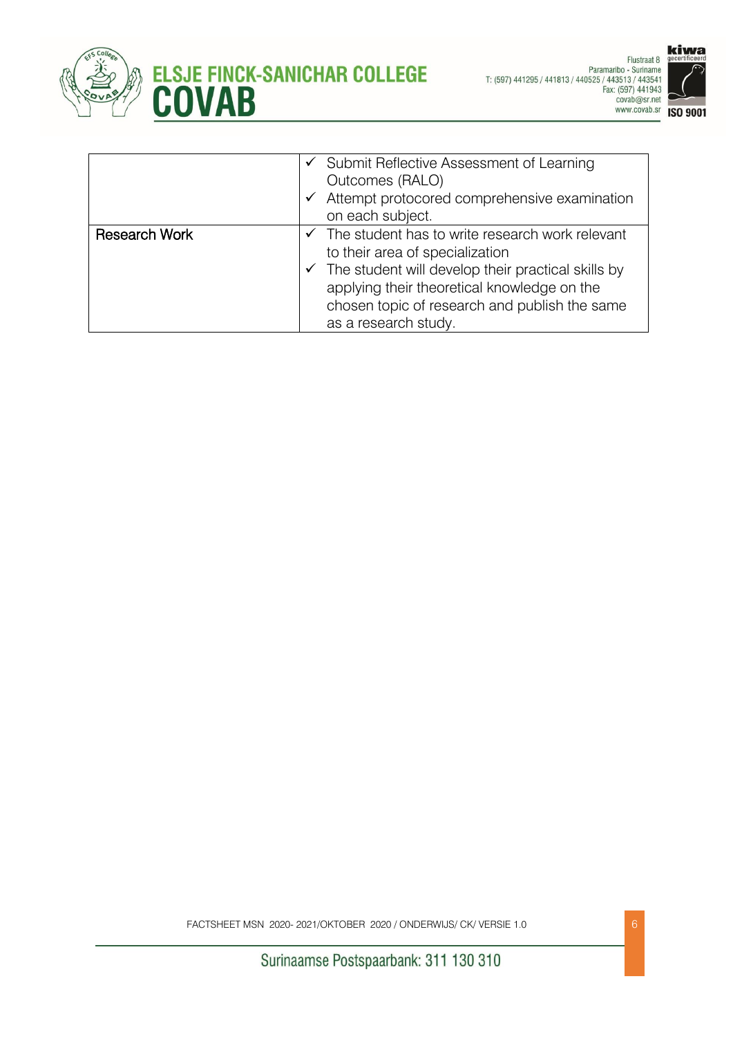| | |
|---|---|
| | ✓ Submit Reflective Assessment of Learning Outcomes (RALO)<br>✓ Attempt protocored comprehensive examination on each subject. |
| Research Work | ✓ The student has to write research work relevant to their area of specialization<br>✓ The student will develop their practical skills by applying their theoretical knowledge on the chosen topic of research and publish the same as a research study. |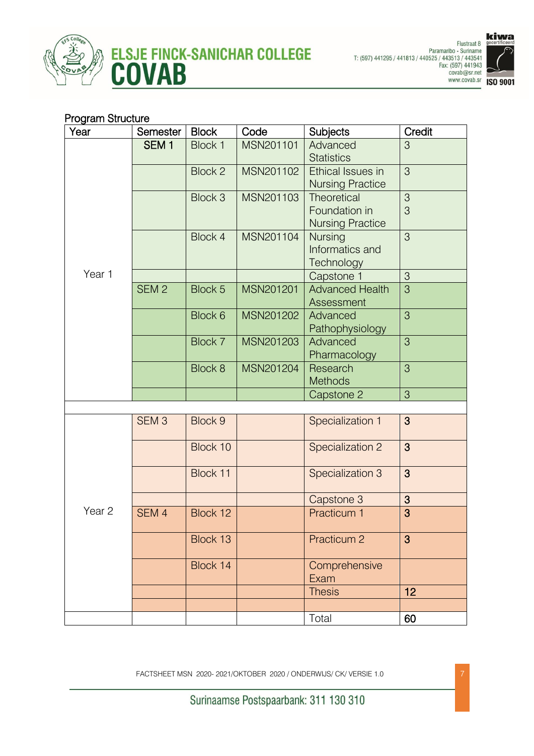Program Structure

| Year | Semester | Block | Code | Subjects | Credit |
|---|---|---|---|---|---|
| Year 1 | SEM 1 | Block 1 | MSN201101 | Advanced Statistics | 3 |
| | | Block 2 | MSN201102 | Ethical Issues in Nursing Practice | 3 |
| | | Block 3 | MSN201103 | Theoretical Foundation in Nursing Practice | 3<br>3 |
| | | Block 4 | MSN201104 | Nursing Informatics and Technology | 3 |
| | | | | Capstone 1 | 3 |
| | SEM 2 | Block 5 | MSN201201 | Advanced Health Assessment | 3 |
| | | Block 6 | MSN201202 | Advanced Pathophysiology | 3 |
| | | Block 7 | MSN201203 | Advanced Pharmacology | 3 |
| | | Block 8 | MSN201204 | Research Methods | 3 |
| | | | | Capstone 2 | 3 |
| | | | | | |
| Year 2 | SEM 3 | Block 9 | | Specialization 1 | 3 |
| | | Block 10 | | Specialization 2 | 3 |
| | | Block 11 | | Specialization 3 | 3 |
| | | | | Capstone 3 | 3 |
| | SEM 4 | Block 12 | | Practicum 1 | 3 |
| | | Block 13 | | Practicum 2 | 3 |
| | | Block 14 | | Comprehensive Exam | |
| | | | | Thesis | 12 |
| | | | | | |
| | | | | Total | 60 |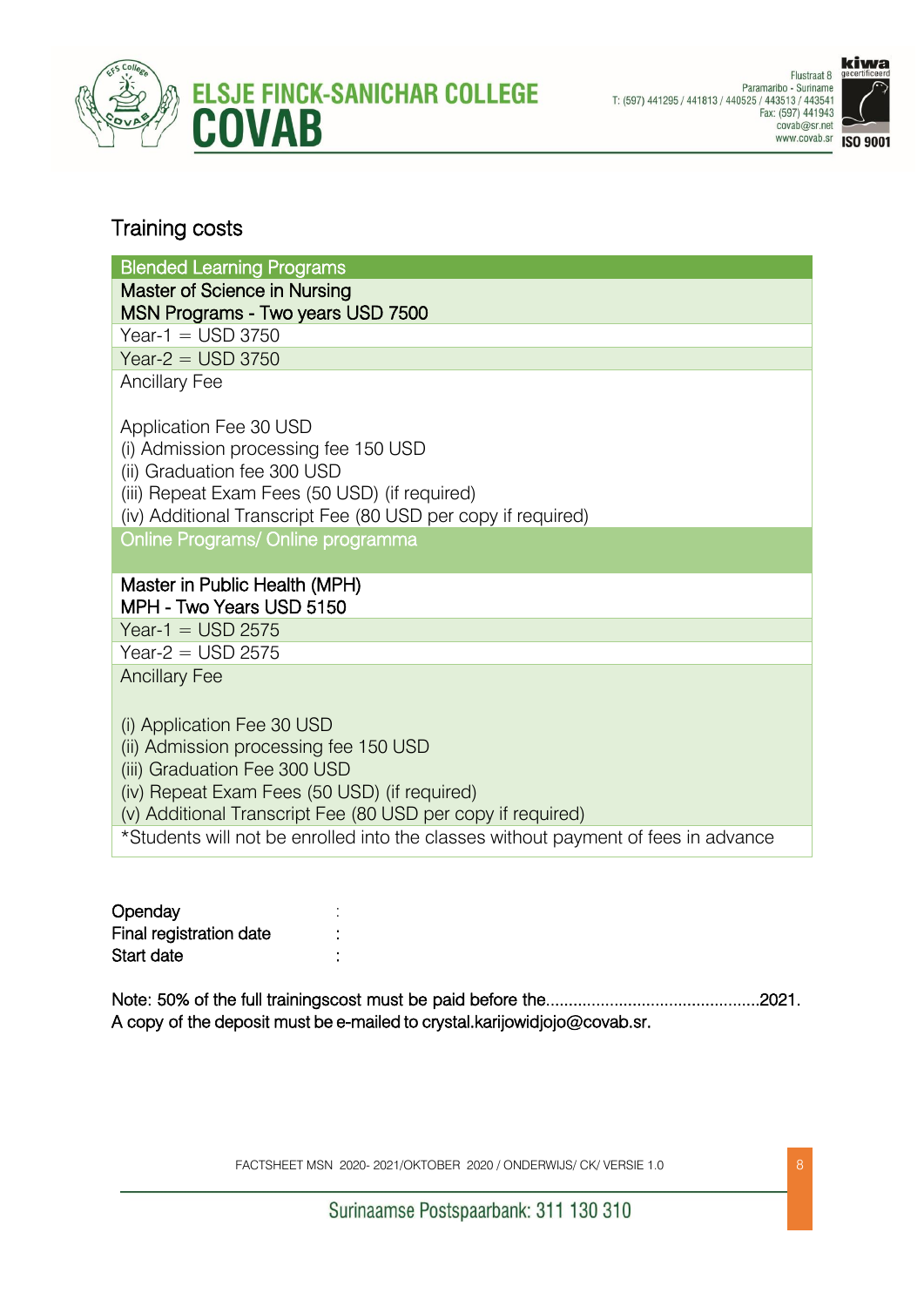## Training costs

| Blended Learning Programs |
|---|
| Master of Science in Nursing<br>MSN Programs - Two years USD 7500 |
| Year-1 = USD 3750 |
| Year-2 = USD 3750 |
| Ancillary Fee<br><br>Application Fee 30 USD<br>(i) Admission processing fee 150 USD<br>(ii) Graduation fee 300 USD<br>(iii) Repeat Exam Fees (50 USD) (if required)<br>(iv) Additional Transcript Fee (80 USD per copy if required) |
| Online Programs/ Online programma |
| Master in Public Health (MPH)<br>MPH - Two Years USD 5150 |
| Year-1 = USD 2575 |
| Year-2 = USD 2575 |
| Ancillary Fee<br><br>(i) Application Fee 30 USD<br>(ii) Admission processing fee 150 USD<br>(iii) Graduation Fee 300 USD<br>(iv) Repeat Exam Fees (50 USD) (if required)<br>(v) Additional Transcript Fee (80 USD per copy if required) |
| *Students will not be enrolled into the classes without payment of fees in advance |

Openday :
Final registration date :
Start date :

Note: 50% of the full trainingscost must be paid before the..............................................2021.
A copy of the deposit must be e-mailed to crystal.karijowidjojo@covab.sr.